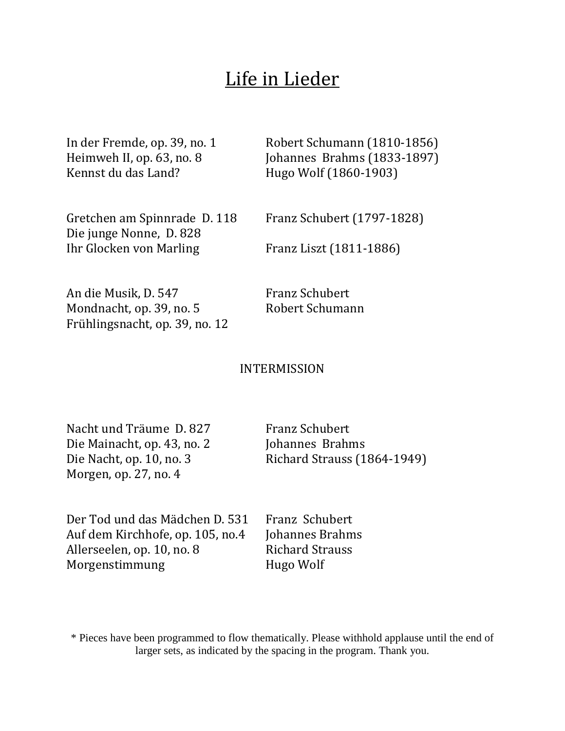# Life in Lieder

| | |
|---|---|
| In der Fremde, op. 39, no. 1 | Robert Schumann (1810-1856) |
| Heimweh II, op. 63, no. 8 | Johannes Brahms (1833-1897) |
| Kennst du das Land? | Hugo Wolf (1860-1903) |
| | |
| Gretchen am Spinnrade D. 118 | Franz Schubert (1797-1828) |
| Die junge Nonne, D. 828 | |
| Ihr Glocken von Marling | Franz Liszt (1811-1886) |
| | |
| An die Musik, D. 547 | Franz Schubert |
| Mondnacht, op. 39, no. 5 | Robert Schumann |
| Frühlingsnacht, op. 39, no. 12 | |

INTERMISSION

| | |
|---|---|
| Nacht und Träume D. 827 | Franz Schubert |
| Die Mainacht, op. 43, no. 2 | Johannes Brahms |
| Die Nacht, op. 10, no. 3 | Richard Strauss (1864-1949) |
| Morgen, op. 27, no. 4 | |
| | |
| Der Tod und das Mädchen D. 531 | Franz Schubert |
| Auf dem Kirchhofe, op. 105, no.4 | Johannes Brahms |
| Allerseelen, op. 10, no. 8 | Richard Strauss |
| Morgenstimmung | Hugo Wolf |

* Pieces have been programmed to flow thematically. Please withhold applause until the end of larger sets, as indicated by the spacing in the program. Thank you.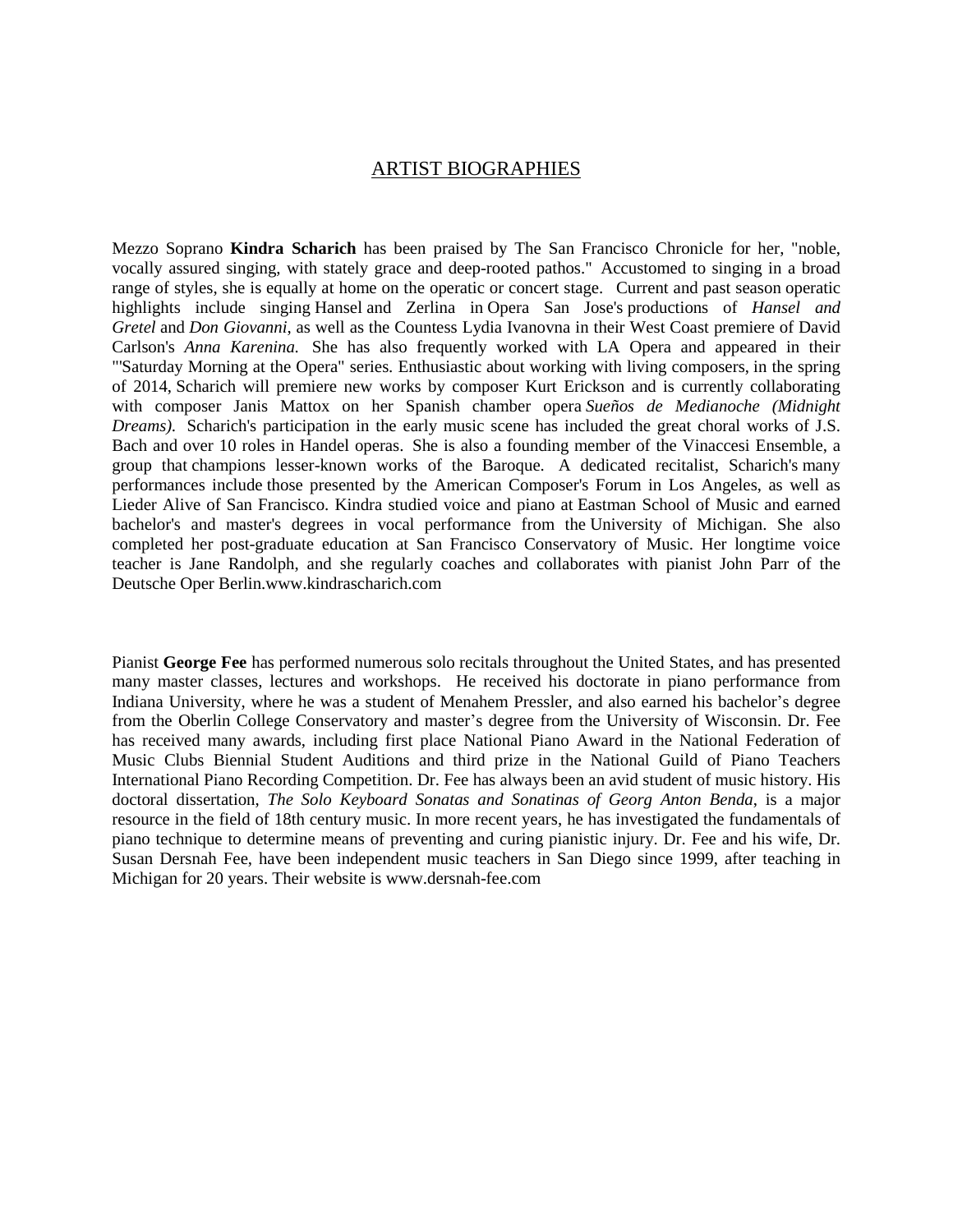## ARTIST BIOGRAPHIES

Mezzo Soprano **Kindra Scharich** has been praised by The San Francisco Chronicle for her, "noble, vocally assured singing, with stately grace and deep-rooted pathos." Accustomed to singing in a broad range of styles, she is equally at home on the operatic or concert stage. Current and past season operatic highlights include singing Hansel and Zerlina in Opera San Jose's productions of *Hansel and Gretel* and *Don Giovanni*, as well as the Countess Lydia Ivanovna in their West Coast premiere of David Carlson's *Anna Karenina.* She has also frequently worked with LA Opera and appeared in their "'Saturday Morning at the Opera" series. Enthusiastic about working with living composers, in the spring of 2014, Scharich will premiere new works by composer Kurt Erickson and is currently collaborating with composer Janis Mattox on her Spanish chamber opera *Sueños de Medianoche (Midnight Dreams).* Scharich's participation in the early music scene has included the great choral works of J.S. Bach and over 10 roles in Handel operas. She is also a founding member of the Vinaccesi Ensemble, a group that champions lesser-known works of the Baroque. A dedicated recitalist, Scharich's many performances include those presented by the American Composer's Forum in Los Angeles, as well as Lieder Alive of San Francisco. Kindra studied voice and piano at Eastman School of Music and earned bachelor's and master's degrees in vocal performance from the University of Michigan. She also completed her post-graduate education at San Francisco Conservatory of Music. Her longtime voice teacher is Jane Randolph, and she regularly coaches and collaborates with pianist John Parr of the Deutsche Oper Berlin.www.kindrascharich.com

Pianist **George Fee** has performed numerous solo recitals throughout the United States, and has presented many master classes, lectures and workshops. He received his doctorate in piano performance from Indiana University, where he was a student of Menahem Pressler, and also earned his bachelor's degree from the Oberlin College Conservatory and master's degree from the University of Wisconsin. Dr. Fee has received many awards, including first place National Piano Award in the National Federation of Music Clubs Biennial Student Auditions and third prize in the National Guild of Piano Teachers International Piano Recording Competition. Dr. Fee has always been an avid student of music history. His doctoral dissertation, *The Solo Keyboard Sonatas and Sonatinas of Georg Anton Benda*, is a major resource in the field of 18th century music. In more recent years, he has investigated the fundamentals of piano technique to determine means of preventing and curing pianistic injury. Dr. Fee and his wife, Dr. Susan Dersnah Fee, have been independent music teachers in San Diego since 1999, after teaching in Michigan for 20 years. Their website is www.dersnah-fee.com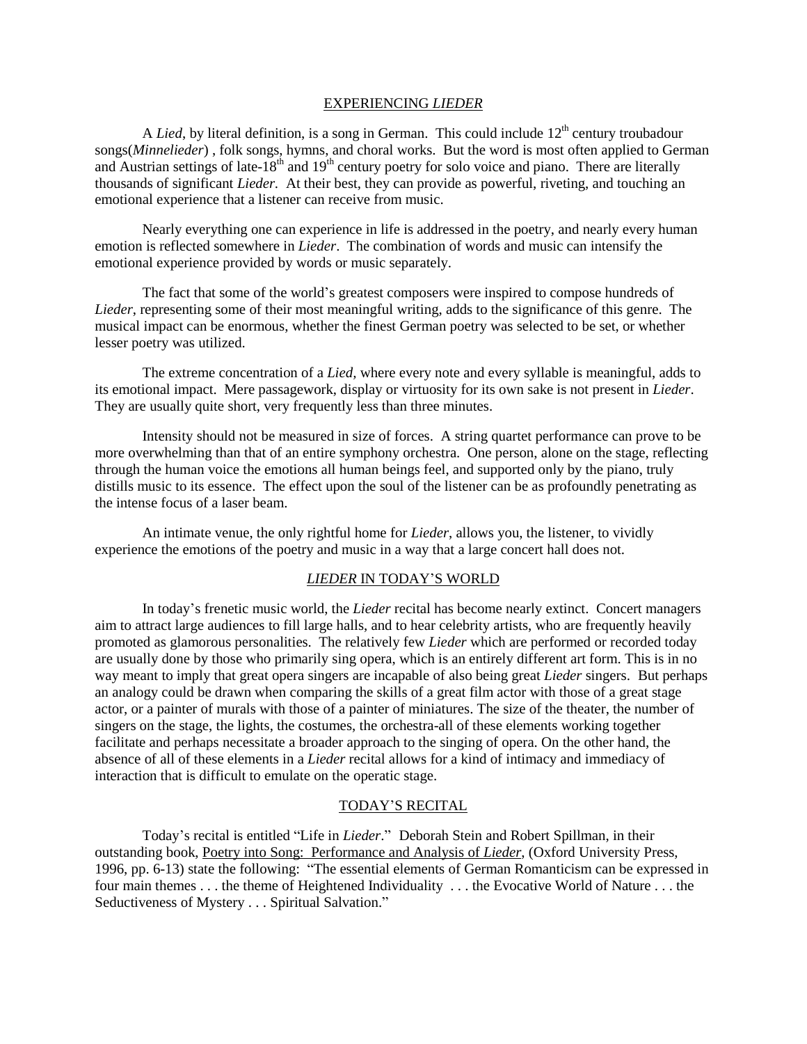## EXPERIENCING *LIEDER*

A *Lied*, by literal definition, is a song in German. This could include 12th century troubadour songs(*Minnelieder*) , folk songs, hymns, and choral works. But the word is most often applied to German and Austrian settings of late-18th and 19th century poetry for solo voice and piano. There are literally thousands of significant *Lieder.* At their best, they can provide as powerful, riveting, and touching an emotional experience that a listener can receive from music.

Nearly everything one can experience in life is addressed in the poetry, and nearly every human emotion is reflected somewhere in *Lieder*. The combination of words and music can intensify the emotional experience provided by words or music separately.

The fact that some of the world's greatest composers were inspired to compose hundreds of *Lieder*, representing some of their most meaningful writing, adds to the significance of this genre. The musical impact can be enormous, whether the finest German poetry was selected to be set, or whether lesser poetry was utilized.

The extreme concentration of a *Lied,* where every note and every syllable is meaningful, adds to its emotional impact. Mere passagework, display or virtuosity for its own sake is not present in *Lieder*. They are usually quite short, very frequently less than three minutes.

Intensity should not be measured in size of forces. A string quartet performance can prove to be more overwhelming than that of an entire symphony orchestra. One person, alone on the stage, reflecting through the human voice the emotions all human beings feel, and supported only by the piano, truly distills music to its essence. The effect upon the soul of the listener can be as profoundly penetrating as the intense focus of a laser beam.

An intimate venue, the only rightful home for *Lieder*, allows you, the listener, to vividly experience the emotions of the poetry and music in a way that a large concert hall does not.

## *LIEDER* IN TODAY'S WORLD

In today's frenetic music world, the *Lieder* recital has become nearly extinct. Concert managers aim to attract large audiences to fill large halls, and to hear celebrity artists, who are frequently heavily promoted as glamorous personalities. The relatively few *Lieder* which are performed or recorded today are usually done by those who primarily sing opera, which is an entirely different art form. This is in no way meant to imply that great opera singers are incapable of also being great *Lieder* singers. But perhaps an analogy could be drawn when comparing the skills of a great film actor with those of a great stage actor, or a painter of murals with those of a painter of miniatures. The size of the theater, the number of singers on the stage, the lights, the costumes, the orchestra-all of these elements working together facilitate and perhaps necessitate a broader approach to the singing of opera. On the other hand, the absence of all of these elements in a *Lieder* recital allows for a kind of intimacy and immediacy of interaction that is difficult to emulate on the operatic stage.

## TODAY'S RECITAL

Today's recital is entitled "Life in *Lieder*." Deborah Stein and Robert Spillman, in their outstanding book, Poetry into Song: Performance and Analysis of *Lieder*, (Oxford University Press, 1996, pp. 6-13) state the following: "The essential elements of German Romanticism can be expressed in four main themes . . . the theme of Heightened Individuality . . . the Evocative World of Nature . . . the Seductiveness of Mystery . . . Spiritual Salvation."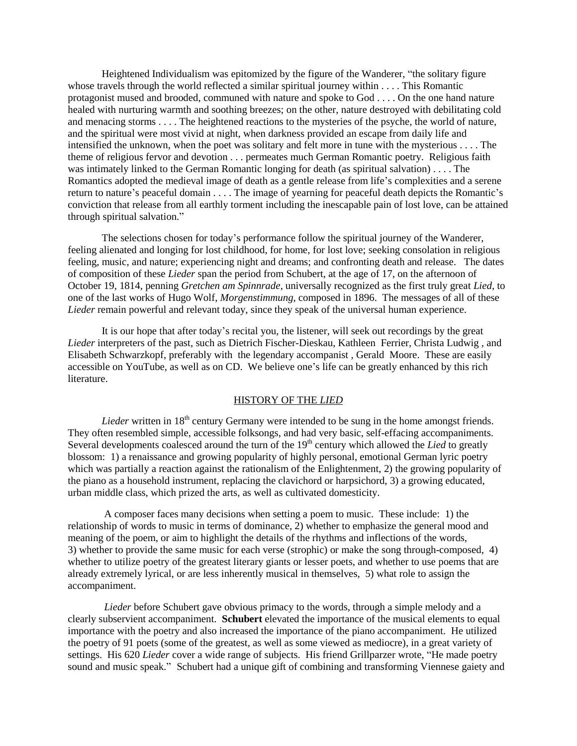Heightened Individualism was epitomized by the figure of the Wanderer, "the solitary figure whose travels through the world reflected a similar spiritual journey within . . . . This Romantic protagonist mused and brooded, communed with nature and spoke to God . . . . On the one hand nature healed with nurturing warmth and soothing breezes; on the other, nature destroyed with debilitating cold and menacing storms . . . . The heightened reactions to the mysteries of the psyche, the world of nature, and the spiritual were most vivid at night, when darkness provided an escape from daily life and intensified the unknown, when the poet was solitary and felt more in tune with the mysterious . . . . The theme of religious fervor and devotion . . . permeates much German Romantic poetry. Religious faith was intimately linked to the German Romantic longing for death (as spiritual salvation) . . . . The Romantics adopted the medieval image of death as a gentle release from life's complexities and a serene return to nature's peaceful domain . . . . The image of yearning for peaceful death depicts the Romantic's conviction that release from all earthly torment including the inescapable pain of lost love, can be attained through spiritual salvation."

The selections chosen for today's performance follow the spiritual journey of the Wanderer, feeling alienated and longing for lost childhood, for home, for lost love; seeking consolation in religious feeling, music, and nature; experiencing night and dreams; and confronting death and release. The dates of composition of these *Lieder* span the period from Schubert, at the age of 17, on the afternoon of October 19, 1814, penning *Gretchen am Spinnrade*, universally recognized as the first truly great *Lied*, to one of the last works of Hugo Wolf, *Morgenstimmung*, composed in 1896. The messages of all of these *Lieder* remain powerful and relevant today, since they speak of the universal human experience.

It is our hope that after today's recital you, the listener, will seek out recordings by the great *Lieder* interpreters of the past, such as Dietrich Fischer-Dieskau, Kathleen Ferrier, Christa Ludwig , and Elisabeth Schwarzkopf, preferably with the legendary accompanist , Gerald Moore. These are easily accessible on YouTube, as well as on CD. We believe one's life can be greatly enhanced by this rich literature.

## HISTORY OF THE *LIED*

*Lieder* written in 18th century Germany were intended to be sung in the home amongst friends. They often resembled simple, accessible folksongs, and had very basic, self-effacing accompaniments. Several developments coalesced around the turn of the 19th century which allowed the *Lied* to greatly blossom: 1) a renaissance and growing popularity of highly personal, emotional German lyric poetry which was partially a reaction against the rationalism of the Enlightenment, 2) the growing popularity of the piano as a household instrument, replacing the clavichord or harpsichord, 3) a growing educated, urban middle class, which prized the arts, as well as cultivated domesticity.

A composer faces many decisions when setting a poem to music. These include: 1) the relationship of words to music in terms of dominance, 2) whether to emphasize the general mood and meaning of the poem, or aim to highlight the details of the rhythms and inflections of the words, 3) whether to provide the same music for each verse (strophic) or make the song through-composed, 4) whether to utilize poetry of the greatest literary giants or lesser poets, and whether to use poems that are already extremely lyrical, or are less inherently musical in themselves, 5) what role to assign the accompaniment.

*Lieder* before Schubert gave obvious primacy to the words, through a simple melody and a clearly subservient accompaniment. **Schubert** elevated the importance of the musical elements to equal importance with the poetry and also increased the importance of the piano accompaniment. He utilized the poetry of 91 poets (some of the greatest, as well as some viewed as mediocre), in a great variety of settings. His 620 *Lieder* cover a wide range of subjects. His friend Grillparzer wrote, "He made poetry sound and music speak." Schubert had a unique gift of combining and transforming Viennese gaiety and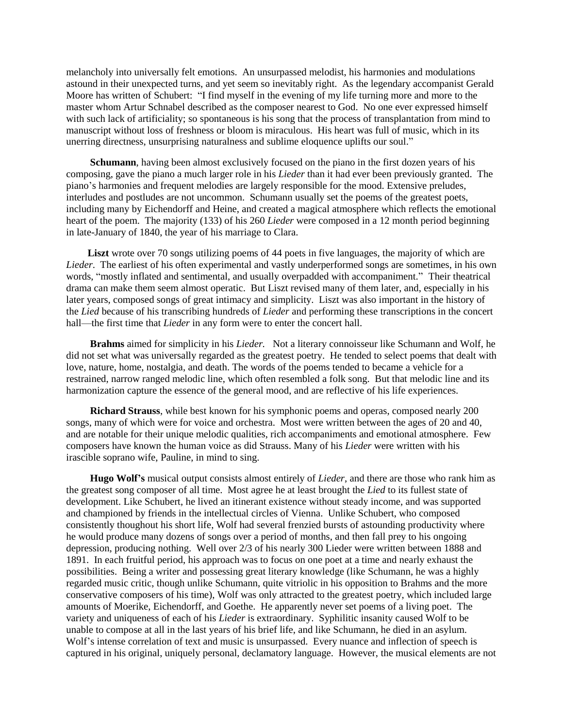melancholy into universally felt emotions. An unsurpassed melodist, his harmonies and modulations astound in their unexpected turns, and yet seem so inevitably right. As the legendary accompanist Gerald Moore has written of Schubert: "I find myself in the evening of my life turning more and more to the master whom Artur Schnabel described as the composer nearest to God. No one ever expressed himself with such lack of artificiality; so spontaneous is his song that the process of transplantation from mind to manuscript without loss of freshness or bloom is miraculous. His heart was full of music, which in its unerring directness, unsurprising naturalness and sublime eloquence uplifts our soul."

**Schumann**, having been almost exclusively focused on the piano in the first dozen years of his composing, gave the piano a much larger role in his *Lieder* than it had ever been previously granted. The piano's harmonies and frequent melodies are largely responsible for the mood. Extensive preludes, interludes and postludes are not uncommon. Schumann usually set the poems of the greatest poets, including many by Eichendorff and Heine, and created a magical atmosphere which reflects the emotional heart of the poem. The majority (133) of his 260 *Lieder* were composed in a 12 month period beginning in late-January of 1840, the year of his marriage to Clara.

**Liszt** wrote over 70 songs utilizing poems of 44 poets in five languages, the majority of which are *Lieder*. The earliest of his often experimental and vastly underperformed songs are sometimes, in his own words, "mostly inflated and sentimental, and usually overpadded with accompaniment." Their theatrical drama can make them seem almost operatic. But Liszt revised many of them later, and, especially in his later years, composed songs of great intimacy and simplicity. Liszt was also important in the history of the *Lied* because of his transcribing hundreds of *Lieder* and performing these transcriptions in the concert hall—the first time that *Lieder* in any form were to enter the concert hall.

**Brahms** aimed for simplicity in his *Lieder.* Not a literary connoisseur like Schumann and Wolf, he did not set what was universally regarded as the greatest poetry. He tended to select poems that dealt with love, nature, home, nostalgia, and death. The words of the poems tended to became a vehicle for a restrained, narrow ranged melodic line, which often resembled a folk song. But that melodic line and its harmonization capture the essence of the general mood, and are reflective of his life experiences.

**Richard Strauss**, while best known for his symphonic poems and operas, composed nearly 200 songs, many of which were for voice and orchestra. Most were written between the ages of 20 and 40, and are notable for their unique melodic qualities, rich accompaniments and emotional atmosphere. Few composers have known the human voice as did Strauss. Many of his *Lieder* were written with his irascible soprano wife, Pauline, in mind to sing.

**Hugo Wolf's** musical output consists almost entirely of *Lieder*, and there are those who rank him as the greatest song composer of all time. Most agree he at least brought the *Lied* to its fullest state of development. Like Schubert, he lived an itinerant existence without steady income, and was supported and championed by friends in the intellectual circles of Vienna. Unlike Schubert, who composed consistently thoughout his short life, Wolf had several frenzied bursts of astounding productivity where he would produce many dozens of songs over a period of months, and then fall prey to his ongoing depression, producing nothing. Well over 2/3 of his nearly 300 Lieder were written between 1888 and 1891. In each fruitful period, his approach was to focus on one poet at a time and nearly exhaust the possibilities. Being a writer and possessing great literary knowledge (like Schumann, he was a highly regarded music critic, though unlike Schumann, quite vitriolic in his opposition to Brahms and the more conservative composers of his time), Wolf was only attracted to the greatest poetry, which included large amounts of Moerike, Eichendorff, and Goethe. He apparently never set poems of a living poet. The variety and uniqueness of each of his *Lieder* is extraordinary. Syphilitic insanity caused Wolf to be unable to compose at all in the last years of his brief life, and like Schumann, he died in an asylum. Wolf's intense correlation of text and music is unsurpassed. Every nuance and inflection of speech is captured in his original, uniquely personal, declamatory language. However, the musical elements are not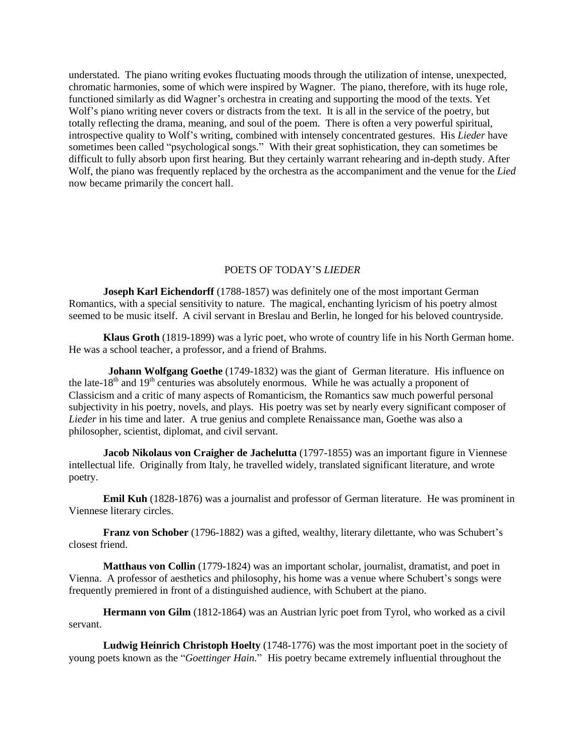understated. The piano writing evokes fluctuating moods through the utilization of intense, unexpected, chromatic harmonies, some of which were inspired by Wagner. The piano, therefore, with its huge role, functioned similarly as did Wagner's orchestra in creating and supporting the mood of the texts. Yet Wolf's piano writing never covers or distracts from the text. It is all in the service of the poetry, but totally reflecting the drama, meaning, and soul of the poem. There is often a very powerful spiritual, introspective quality to Wolf's writing, combined with intensely concentrated gestures. His *Lieder* have sometimes been called "psychological songs." With their great sophistication, they can sometimes be difficult to fully absorb upon first hearing. But they certainly warrant rehearing and in-depth study. After Wolf, the piano was frequently replaced by the orchestra as the accompaniment and the venue for the *Lied* now became primarily the concert hall.

## POETS OF TODAY'S *LIEDER*

**Joseph Karl Eichendorff** (1788-1857) was definitely one of the most important German Romantics, with a special sensitivity to nature. The magical, enchanting lyricism of his poetry almost seemed to be music itself. A civil servant in Breslau and Berlin, he longed for his beloved countryside.

**Klaus Groth** (1819-1899) was a lyric poet, who wrote of country life in his North German home. He was a school teacher, a professor, and a friend of Brahms.

**Johann Wolfgang Goethe** (1749-1832) was the giant of German literature. His influence on the late-18th and 19th centuries was absolutely enormous. While he was actually a proponent of Classicism and a critic of many aspects of Romanticism, the Romantics saw much powerful personal subjectivity in his poetry, novels, and plays. His poetry was set by nearly every significant composer of *Lieder* in his time and later. A true genius and complete Renaissance man, Goethe was also a philosopher, scientist, diplomat, and civil servant.

**Jacob Nikolaus von Craigher de Jachelutta** (1797-1855) was an important figure in Viennese intellectual life. Originally from Italy, he travelled widely, translated significant literature, and wrote poetry.

**Emil Kuh** (1828-1876) was a journalist and professor of German literature. He was prominent in Viennese literary circles.

**Franz von Schober** (1796-1882) was a gifted, wealthy, literary dilettante, who was Schubert's closest friend.

**Matthaus von Collin** (1779-1824) was an important scholar, journalist, dramatist, and poet in Vienna. A professor of aesthetics and philosophy, his home was a venue where Schubert's songs were frequently premiered in front of a distinguished audience, with Schubert at the piano.

**Hermann von Gilm** (1812-1864) was an Austrian lyric poet from Tyrol, who worked as a civil servant.

**Ludwig Heinrich Christoph Hoelty** (1748-1776) was the most important poet in the society of young poets known as the "*Goettinger Hain.*" His poetry became extremely influential throughout the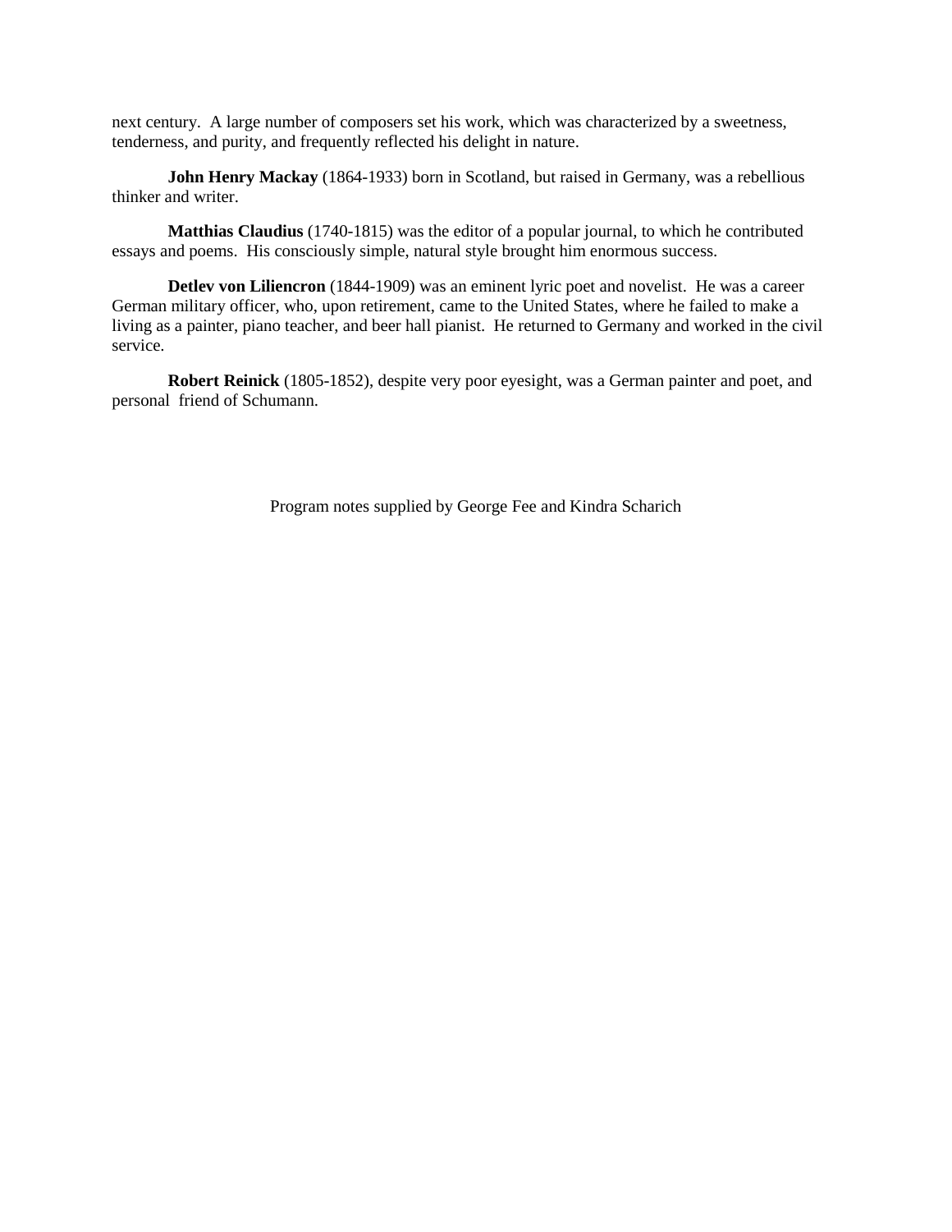next century. A large number of composers set his work, which was characterized by a sweetness, tenderness, and purity, and frequently reflected his delight in nature.

**John Henry Mackay** (1864-1933) born in Scotland, but raised in Germany, was a rebellious thinker and writer.

**Matthias Claudius** (1740-1815) was the editor of a popular journal, to which he contributed essays and poems. His consciously simple, natural style brought him enormous success.

**Detlev von Liliencron** (1844-1909) was an eminent lyric poet and novelist. He was a career German military officer, who, upon retirement, came to the United States, where he failed to make a living as a painter, piano teacher, and beer hall pianist. He returned to Germany and worked in the civil service.

**Robert Reinick** (1805-1852), despite very poor eyesight, was a German painter and poet, and personal friend of Schumann.

Program notes supplied by George Fee and Kindra Scharich